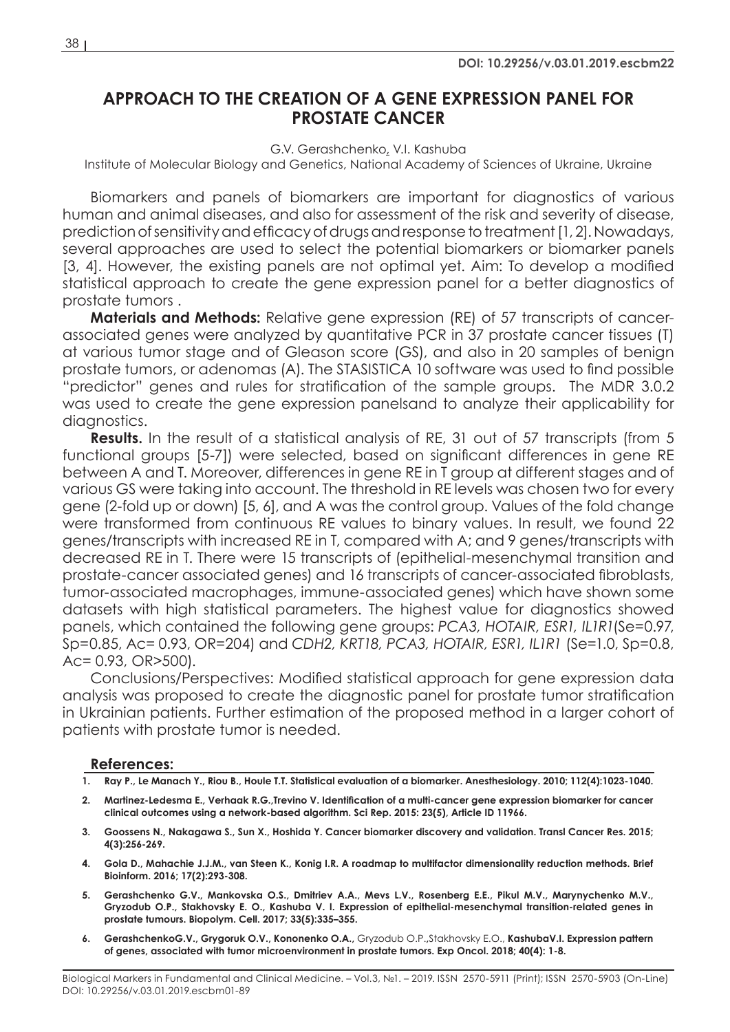DOI: 10.29256/v.03.01.2019.escbm22

# APPROACH TO THE CREATION OF A GENE EXPRESSION PANEL FOR PROSTATE CANCER

G.V. Gerashchenko, V.I. Kashuba

Institute of Molecular Biology and Genetics, National Academy of Sciences of Ukraine, Ukraine

Biomarkers and panels of biomarkers are important for diagnostics of various human and animal diseases, and also for assessment of the risk and severity of disease, prediction of sensitivity and efficacy of drugs and response to treatment [1, 2]. Nowadays, several approaches are used to select the potential biomarkers or biomarker panels [3, 4]. However, the existing panels are not optimal yet. Aim: To develop a modified statistical approach to create the gene expression panel for a better diagnostics of prostate tumors .

**Materials and Methods:** Relative gene expression (RE) of 57 transcripts of cancer-associated genes were analyzed by quantitative PCR in 37 prostate cancer tissues (T) at various tumor stage and of Gleason score (GS), and also in 20 samples of benign prostate tumors, or adenomas (A). The STASISTICA 10 software was used to find possible "predictor" genes and rules for stratification of the sample groups. The MDR 3.0.2 was used to create the gene expression panelsand to analyze their applicability for diagnostics.

**Results.** In the result of a statistical analysis of RE, 31 out of 57 transcripts (from 5 functional groups [5-7]) were selected, based on significant differences in gene RE between A and T. Moreover, differences in gene RE in T group at different stages and of various GS were taking into account. The threshold in RE levels was chosen two for every gene (2-fold up or down) [5, 6], and A was the control group. Values of the fold change were transformed from continuous RE values to binary values. In result, we found 22 genes/transcripts with increased RE in T, compared with A; and 9 genes/transcripts with decreased RE in T. There were 15 transcripts of (epithelial-mesenchymal transition and prostate-cancer associated genes) and 16 transcripts of cancer-associated fibroblasts, tumor-associated macrophages, immune-associated genes) which have shown some datasets with high statistical parameters. The highest value for diagnostics showed panels, which contained the following gene groups: *PCA3, HOTAIR, ESR1, IL1R1*(Se=0.97, Sp=0.85, Ac= 0.93, OR=204) and *CDH2, KRT18, PCA3, HOTAIR, ESR1, IL1R1* (Se=1.0, Sp=0.8, Ac= 0.93, OR>500).

Conclusions/Perspectives: Modified statistical approach for gene expression data analysis was proposed to create the diagnostic panel for prostate tumor stratification in Ukrainian patients. Further estimation of the proposed method in a larger cohort of patients with prostate tumor is needed.

## References:

1. **Ray P., Le Manach Y., Riou B., Houle T.T. Statistical evaluation of a biomarker. Anesthesiology. 2010; 112(4):1023-1040.**
2. **Martinez-Ledesma E., Verhaak R.G.,Trevino V. Identification of a multi-cancer gene expression biomarker for cancer clinical outcomes using a network-based algorithm. Sci Rep. 2015: 23(5), Article ID 11966.**
3. **Goossens N., Nakagawa S., Sun X., Hoshida Y. Cancer biomarker discovery and validation. Transl Cancer Res. 2015; 4(3):256-269.**
4. **Gola D., Mahachie J.J.M., van Steen K., Konig I.R. A roadmap to multifactor dimensionality reduction methods. Brief Bioinform. 2016; 17(2):293-308.**
5. **Gerashchenko G.V., Mankovska O.S., Dmitriev A.A., Mevs L.V., Rosenberg E.E., Pikul M.V., Marynychenko M.V., Gryzodub O.P., Stakhovsky E. O., Kashuba V. I. Expression of epithelial-mesenchymal transition-related genes in prostate tumours. Biopolym. Cell. 2017; 33(5):335–355.**
6. **GerashchenkoG.V., Grygoruk O.V., Kononenko O.A.,** Gryzodub O.P.,Stakhovsky E.O., **KashubaV.I. Expression pattern of genes, associated with tumor microenvironment in prostate tumors. Exp Oncol. 2018; 40(4): 1-8.**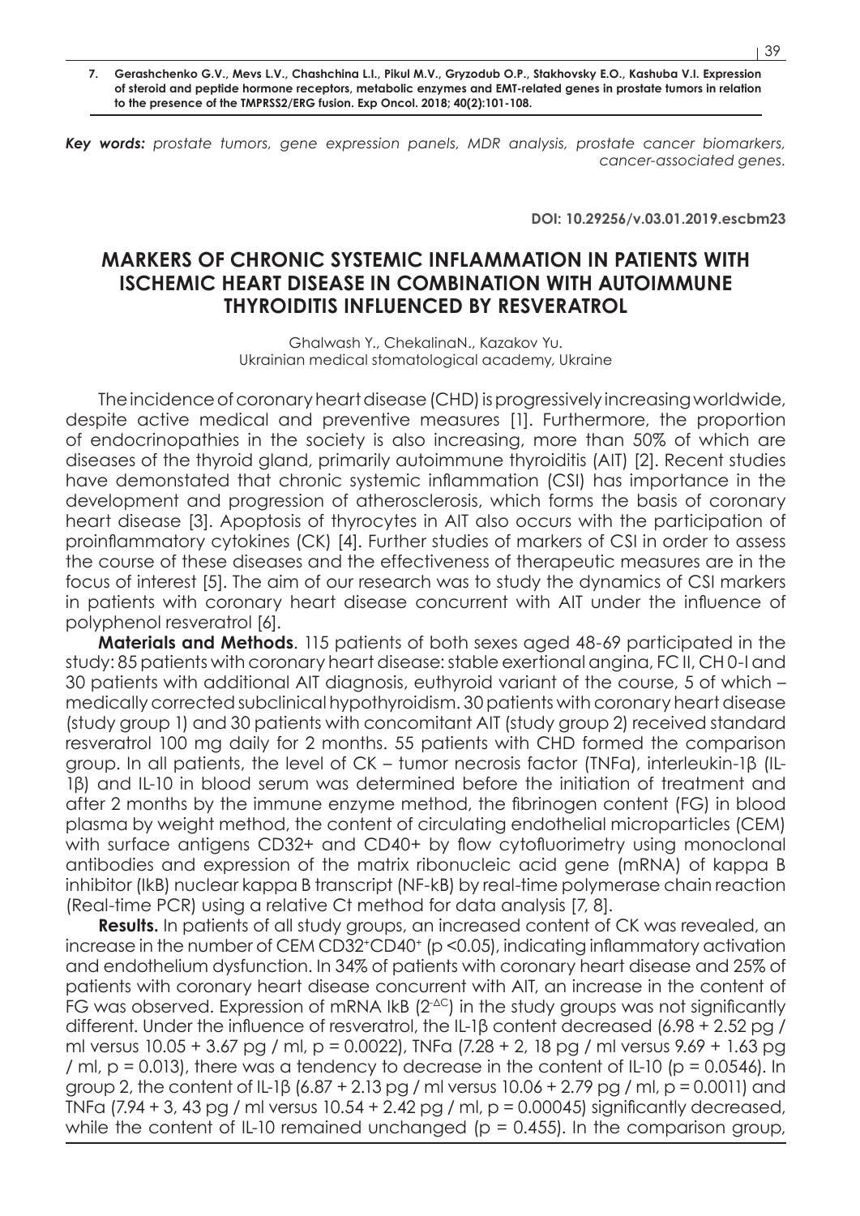7. **Gerashchenko G.V., Mevs L.V., Chashchina L.I., Pikul M.V., Gryzodub O.P., Stakhovsky E.O., Kashuba V.I. Expression of steroid and peptide hormone receptors, metabolic enzymes and EMT-related genes in prostate tumors in relation to the presence of the TMPRSS2/ERG fusion. Exp Oncol. 2018; 40(2):101-108.**

***Key words:*** *prostate tumors, gene expression panels, MDR analysis, prostate cancer biomarkers, cancer-associated genes.*

**DOI: 10.29256/v.03.01.2019.escbm23**

# MARKERS OF CHRONIC SYSTEMIC INFLAMMATION IN PATIENTS WITH ISCHEMIC HEART DISEASE IN COMBINATION WITH AUTOIMMUNE THYROIDITIS INFLUENCED BY RESVERATROL

Ghalwash Y., ChekalinaN., Kazakov Yu.
Ukrainian medical stomatological academy, Ukraine

The incidence of coronary heart disease (CHD) is progressively increasing worldwide, despite active medical and preventive measures [1]. Furthermore, the proportion of endocrinopathies in the society is also increasing, more than 50% of which are diseases of the thyroid gland, primarily autoimmune thyroiditis (AIT) [2]. Recent studies have demonstrated that chronic systemic inflammation (CSI) has importance in the development and progression of atherosclerosis, which forms the basis of coronary heart disease [3]. Apoptosis of thyrocytes in AIT also occurs with the participation of proinflammatory cytokines (CK) [4]. Further studies of markers of CSI in order to assess the course of these diseases and the effectiveness of therapeutic measures are in the focus of interest [5]. The aim of our research was to study the dynamics of CSI markers in patients with coronary heart disease concurrent with AIT under the influence of polyphenol resveratrol [6].

**Materials and Methods**. 115 patients of both sexes aged 48-69 participated in the study: 85 patients with coronary heart disease: stable exertional angina, FC II, CH 0-I and 30 patients with additional AIT diagnosis, euthyroid variant of the course, 5 of which – medically corrected subclinical hypothyroidism. 30 patients with coronary heart disease (study group 1) and 30 patients with concomitant AIT (study group 2) received standard resveratrol 100 mg daily for 2 months. 55 patients with CHD formed the comparison group. In all patients, the level of CK – tumor necrosis factor (TNFα), interleukin-1β (IL-1β) and IL-10 in blood serum was determined before the initiation of treatment and after 2 months by the immune enzyme method, the fibrinogen content (FG) in blood plasma by weight method, the content of circulating endothelial microparticles (CEM) with surface antigens CD32+ and CD40+ by flow cytofluorimetry using monoclonal antibodies and expression of the matrix ribonucleic acid gene (mRNA) of kappa B inhibitor (IkB) nuclear kappa B transcript (NF-kB) by real-time polymerase chain reaction (Real-time PCR) using a relative Ct method for data analysis [7, 8].

**Results.** In patients of all study groups, an increased content of CK was revealed, an increase in the number of CEM $CD32^{+}CD40^{+}$ ($p < 0.05$), indicating inflammatory activation and endothelium dysfunction. In 34% of patients with coronary heart disease and 25% of patients with coronary heart disease concurrent with AIT, an increase in the content of FG was observed. Expression of mRNA IkB ($2^{-\Delta C}$) in the study groups was not significantly different. Under the influence of resveratrol, the IL-1β content decreased (6.98 + 2.52 pg / ml versus 10.05 + 3.67 pg / ml, $p = 0.0022$), TNFα (7.28 + 2, 18 pg / ml versus 9.69 + 1.63 pg / ml, $p = 0.013$), there was a tendency to decrease in the content of IL-10 ($p = 0.0546$). In group 2, the content of IL-1β (6.87 + 2.13 pg / ml versus 10.06 + 2.79 pg / ml, $p = 0.0011$) and TNFα (7.94 + 3, 43 pg / ml versus 10.54 + 2.42 pg / ml, $p = 0.00045$) significantly decreased, while the content of IL-10 remained unchanged ($p = 0.455$). In the comparison group,